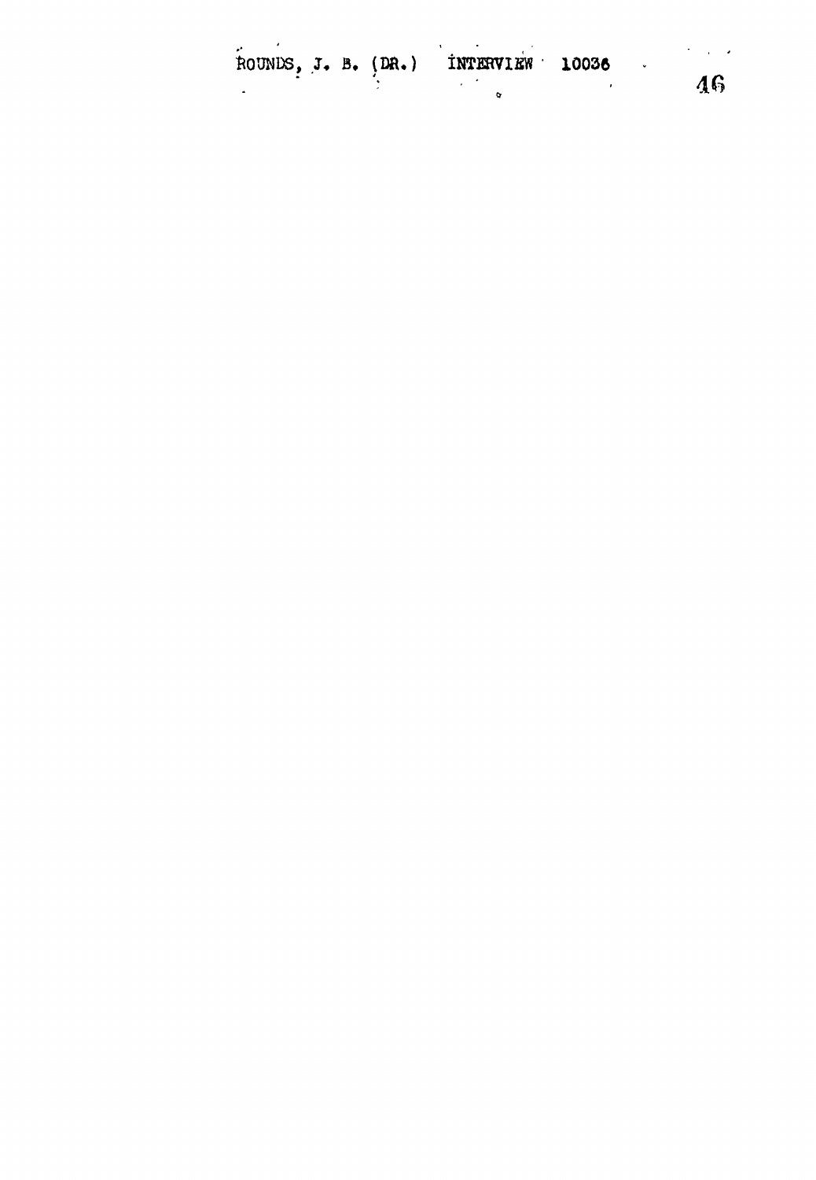ROUNDS, J. B. (DR.) INTERVIEW 10036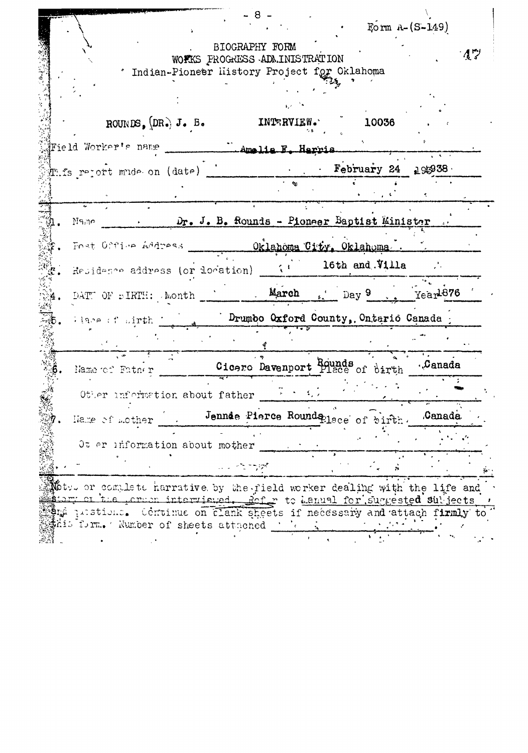Form A-(S-149)

BIOGRAPHY FORM
WORKS PROGRESS ADMINISTRATION
Indian-Pioneer History Project for Oklahoma

47

ROUNDS, (DR.) J. B. INTERVIEW. 10036

Field Worker's name Amelia F. Harris

This report made on (date) February 24 1938

1. Name Dr. J. B. Rounds - Pioneer Baptist Minister

2. Post Office Address Oklahoma City, Oklahoma.

3. Residence address (or location) 16th and Villa

4. DATE OF BIRTH: Month March Day 9 Year 1876

5. Place of birth Drumbo Oxford County, Ontario Canada

6. Name of Father Cicero Davenport Rounds Place of birth Canada

Other information about father

7. Name of Mother Jennie Pierce Rounds Place of birth Canada

Other information about mother

Notes or complete narrative by the field worker dealing with the life and story of the person interviewed. Refer to Manual for suggested subjects and questions. Continue on blank sheets if necessary and attach firmly to this form. Number of sheets attached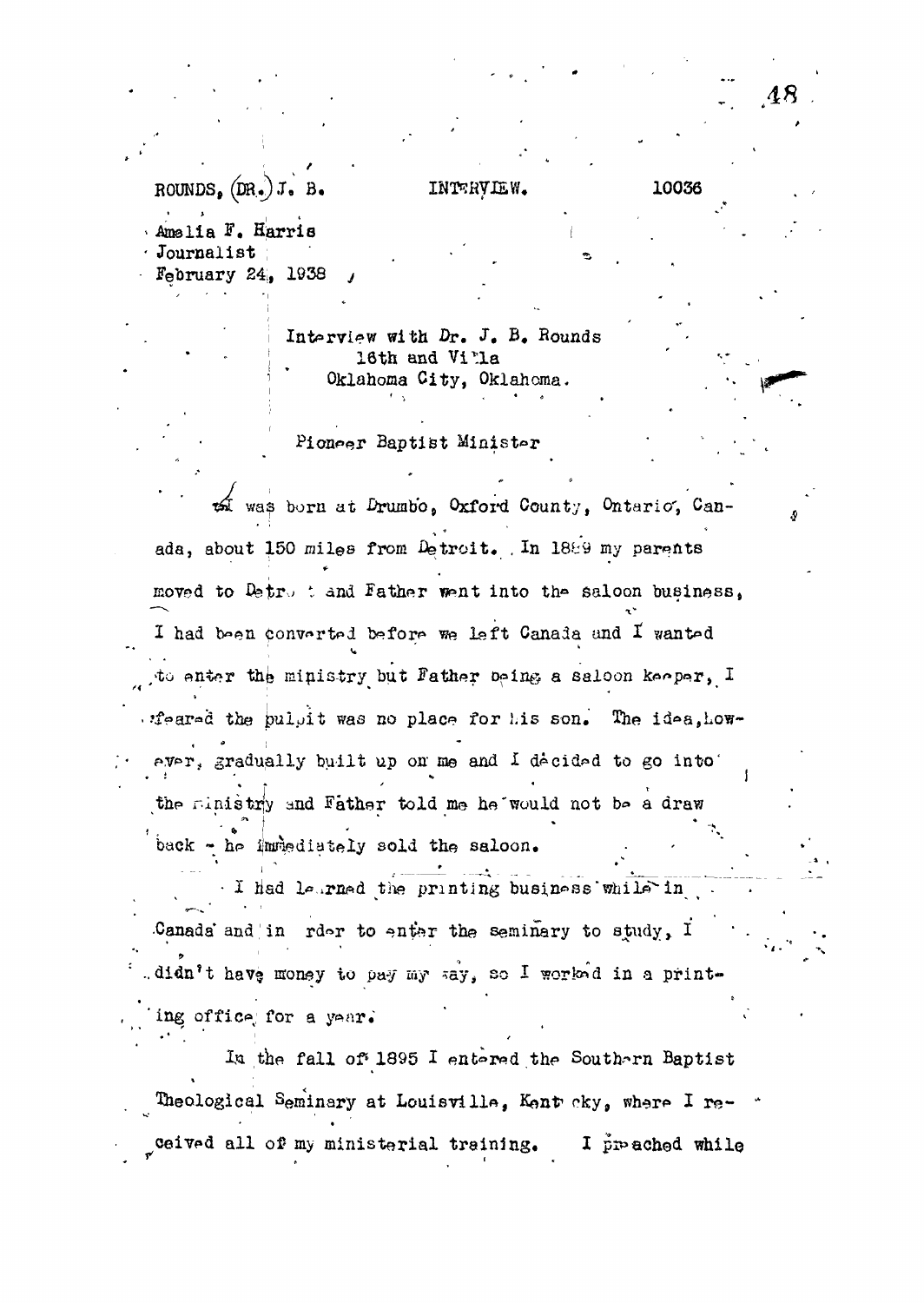ROUNDS, (DR.) J. B. INTERVIEW. 10036

Amelia F. Harris
Journalist
February 24, 1938

Interview with Dr. J. B. Rounds
16th and Villa
Oklahoma City, Oklahoma.

Pioneer Baptist Minister

I was born at Drumbo, Oxford County, Ontario, Canada, about 150 miles from Detroit. In 1889 my parents moved to Detroit and Father went into the saloon business. I had been converted before we left Canada and I wanted to enter the ministry but Father being a saloon keeper, I feared the pulpit was no place for his son. The idea, however, gradually built up on me and I decided to go into the ministry and Father told me he would not be a draw back - he immediately sold the saloon.

I had learned the printing business while in Canada and in order to enter the seminary to study, I didn't have money to pay my way, so I worked in a printing office for a year.

In the fall of 1895 I entered the Southern Baptist Theological Seminary at Louisville, Kentucky, where I received all of my ministerial training. I preached while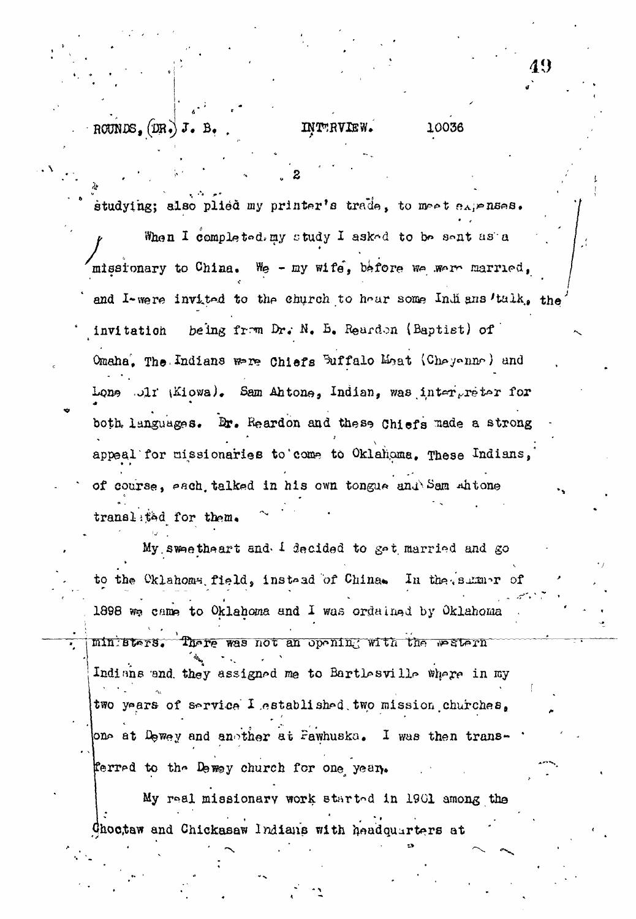ROUNDS, (DR.) J. B. INTERVIEW. 10036

studying; also plied my printer's trade, to meet expenses.

When I completed my study I asked to be sent as a missionary to China. We - my wife, before we were married, and I-were invited to the church to hear some Indians talk, the invitation being from Dr. N. B. Reardon (Baptist) of Omaha. The Indians were Chiefs Buffalo Meat (Cheyenne) and Lone Wolf (Kiowa). Sam Ahtone, Indian, was interpreter for both languages. Dr. Reardon and these Chiefs made a strong appeal for missionaries to come to Oklahoma. These Indians, of course, each talked in his own tongue and Sam Ahtone translated for them.

My sweetheart and I decided to get married and go to the Oklahoma field, instead of China. In the summer of 1898 we came to Oklahoma and I was ordained by Oklahoma ministers. There was not an opening with the western Indians and they assigned me to Bartlesville where in my two years of service I established two mission churches, one at Dewey and another at Pawhuska. I was then transferred to the Dewey church for one year.

My real missionary work started in 1901 among the Choctaw and Chickasaw Indians with headquarters at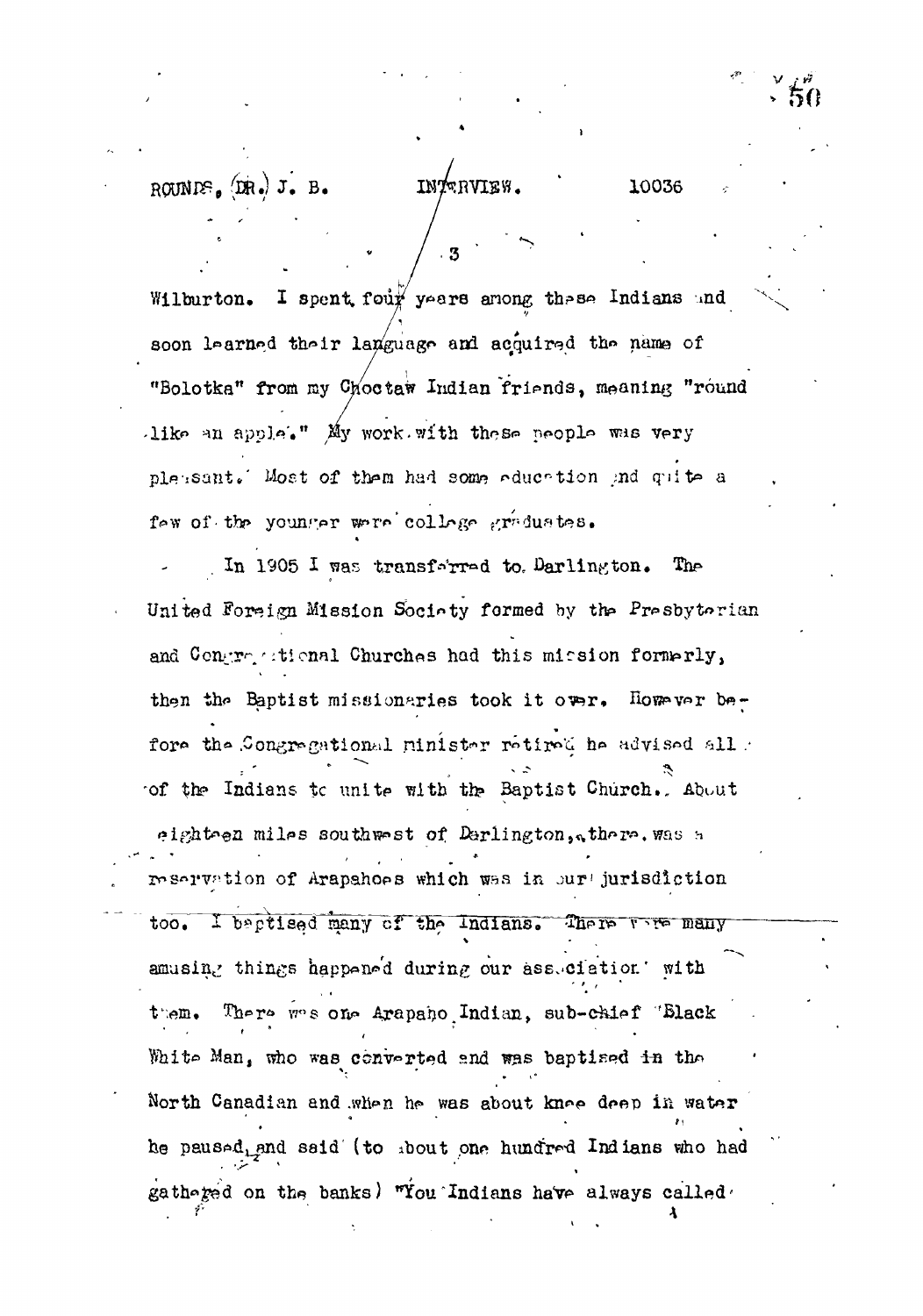Wilburton. I spent four years among these Indians and soon learned their language and acquired the name of "Bolotka" from my Choctaw Indian friends, meaning "round like an apple." My work with these people was very pleasant. Most of them had some education and quite a few of the younger were college graduates.

In 1905 I was transferred to Darlington. The United Foreign Mission Society formed by the Presbyterian and Congregational Churches had this mission formerly, then the Baptist missionaries took it over. However before the Congregational minister retired he advised all of the Indians to unite with the Baptist Church. About eighteen miles southwest of Darlington, there was a reservation of Arapahoes which was in our jurisdiction too. I baptised many of the Indians. There were many amusing things happened during our association with them. There was one Arapaho Indian, sub-chief "Black White Man, who was converted and was baptised in the North Canadian and when he was about knee deep in water he paused, and said (to about one hundred Indians who had gathered on the banks) "You Indians have always called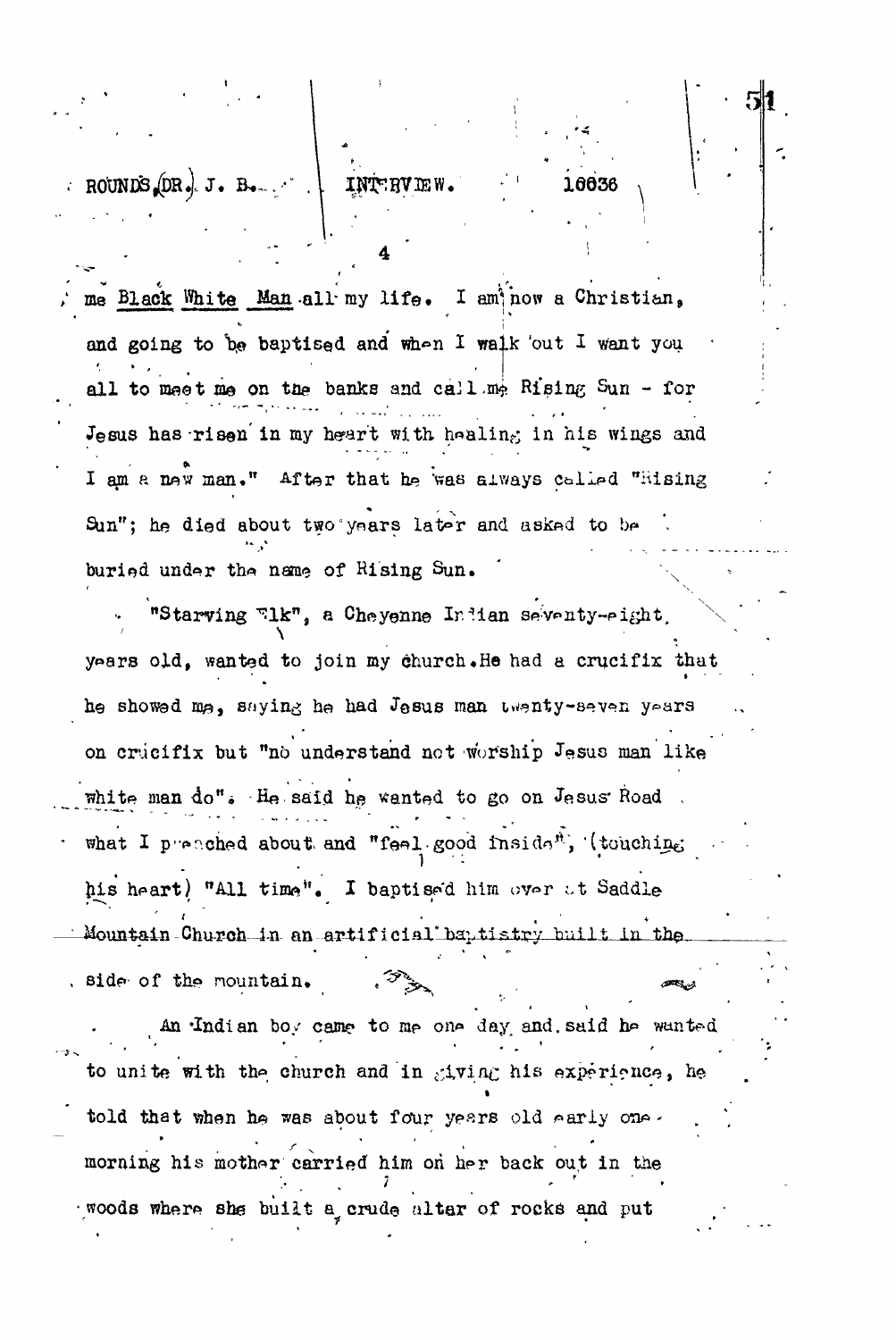me Black White Man all my life. I am now a Christian, and going to be baptised and when I walk out I want you all to meet me on the banks and call me Rising Sun - for Jesus has risen in my heart with healing in his wings and I am a new man." After that he was always called "Rising Sun"; he died about two years later and asked to be buried under the name of Rising Sun.

"Starving Elk", a Cheyenne Indian seventy-eight years old, wanted to join my church. He had a crucifix that he showed me, saying he had Jesus man twenty-seven years on crucifix but "no understand not worship Jesus man like white man do". He said he wanted to go on Jesus Road what I preached about and "feel good inside", (touching his heart) "All time". I baptised him over at Saddle Mountain Church in an artificial baptistry built in the side of the mountain.

An Indian boy came to me one day and said he wanted to unite with the church and in giving his experience, he told that when he was about four years old early one morning his mother carried him on her back out in the woods where she built a crude altar of rocks and put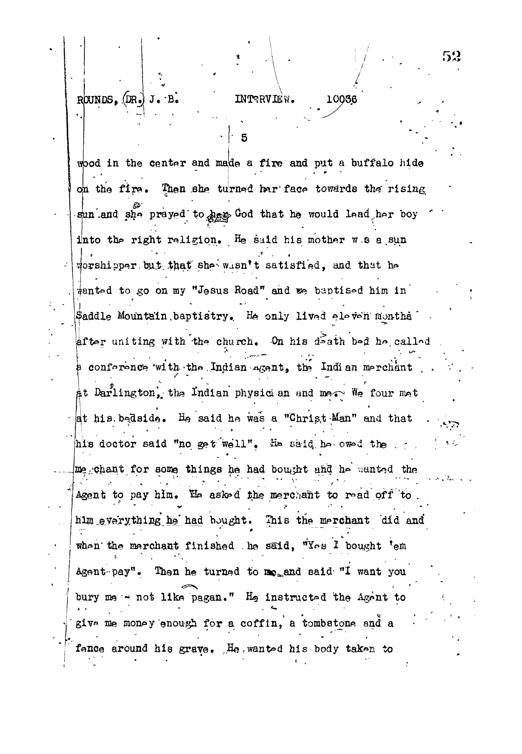wood in the center and made a fire and put a buffalo hide on the fire. Then she turned her face towards the rising sun and she prayed to her God that he would lead her boy into the right religion. He said his mother was a sun worshipper but that she wasn't satisfied, and that he wanted to go on my "Jesus Road" and we baptised him in Saddle Mountain baptistry. He only lived eleven months after uniting with the church. On his death bed he called a conference with the Indian agent, the Indian merchant at Darlington, the Indian physician and me. We four met at his bedside. He said he was a "Christ Man" and that his doctor said "no get well". He said he owed the merchant for some things he had bought and he wanted the Agent to pay him. He asked the merchant to read off to him everything he had bought. This the merchant did and when the merchant finished he said, "Yes I bought 'em Agent pay". Then he turned to me and said "I want you bury me - not like pagan." He instructed the Agent to give me money enough for a coffin, a tombstone and a fence around his grave. He wanted his body taken to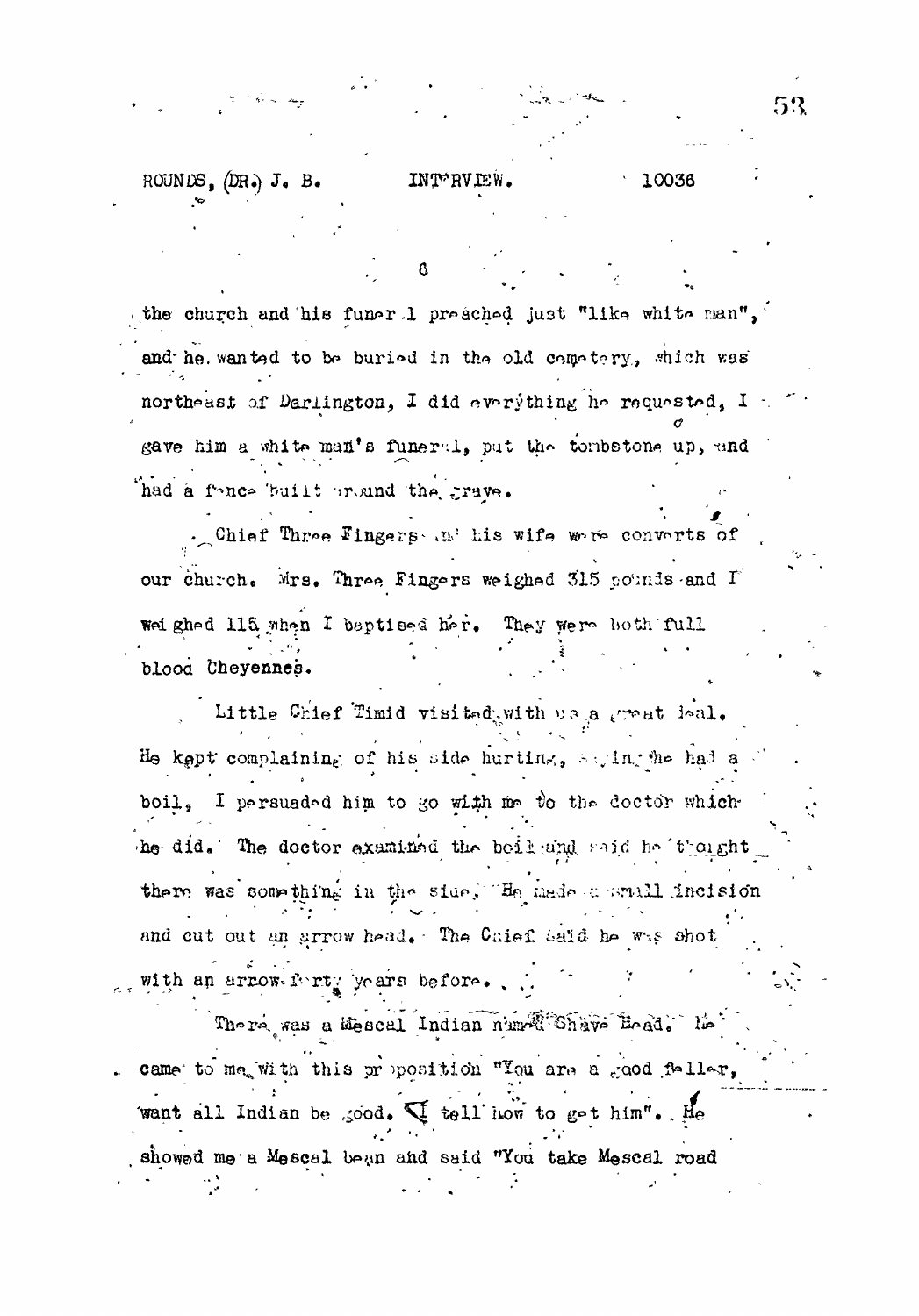the church and his funeral preached just "like white man", and he wanted to be buried in the old cemetery, which was northeast of Darlington, I did everything he requested, I gave him a white man's funeral, put the tombstone up, and had a fence built around the grave.

Chief Three Fingers and his wife were converts of our church. Mrs. Three Fingers weighed 315 pounds and I weighed 115 when I baptised her. They were both full blood Cheyennes.

Little Chief Timid visited with us a great deal. He kept complaining of his side hurting, saying he had a boil, I persuaded him to go with me to the doctor which he did. The doctor examined the boil and said he thought there was something in the side. He made a small incision and cut out an arrow head. The Chief said he was shot with an arrow forty years before.

There was a Mescal Indian named Shave Head. He came to me with this proposition "You are a good feller, want all Indian be good. I tell how to get him". He showed me a Mescal bean and said "You take Mescal road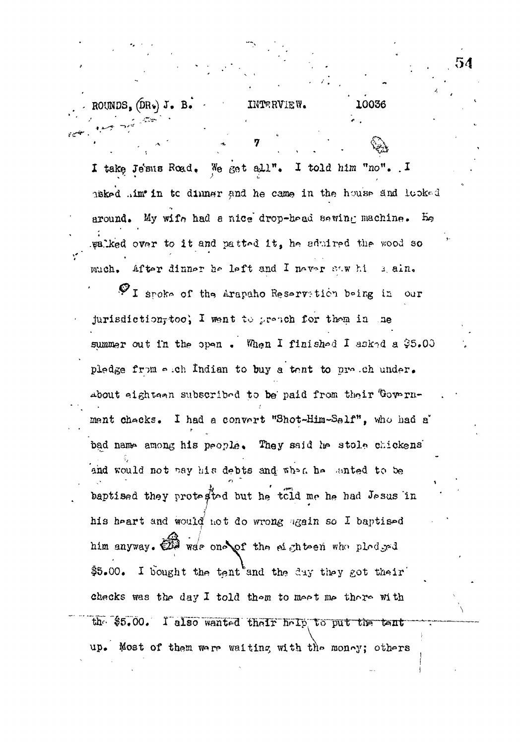I take Jesus Road. We get all". I told him "no". I asked him in to dinner and he came in the house and looked around. My wife had a nice drop-head sewing machine. He walked over to it and patted it, he admired the wood so much. After dinner he left and I never saw him again.

I spoke of the Arapaho Reservation being in our jurisdiction, too; I went to preach for them in one summer out in the open. When I finished I asked a $5.00 pledge from each Indian to buy a tent to preach under. About eighteen subscribed to be paid from their Government checks. I had a convert "Shot-Him-Self", who had a bad name among his people. They said he stole chickens and would not pay his debts and when he wanted to be baptised they protested but he told me he had Jesus in his heart and would not do wrong again so I baptised him anyway. He was one of the eighteen who pledged $5.00. I bought the tent and the day they got their checks was the day I told them to meet me there with the $5.00. I also wanted their help to put the tent up. Most of them were waiting with the money; others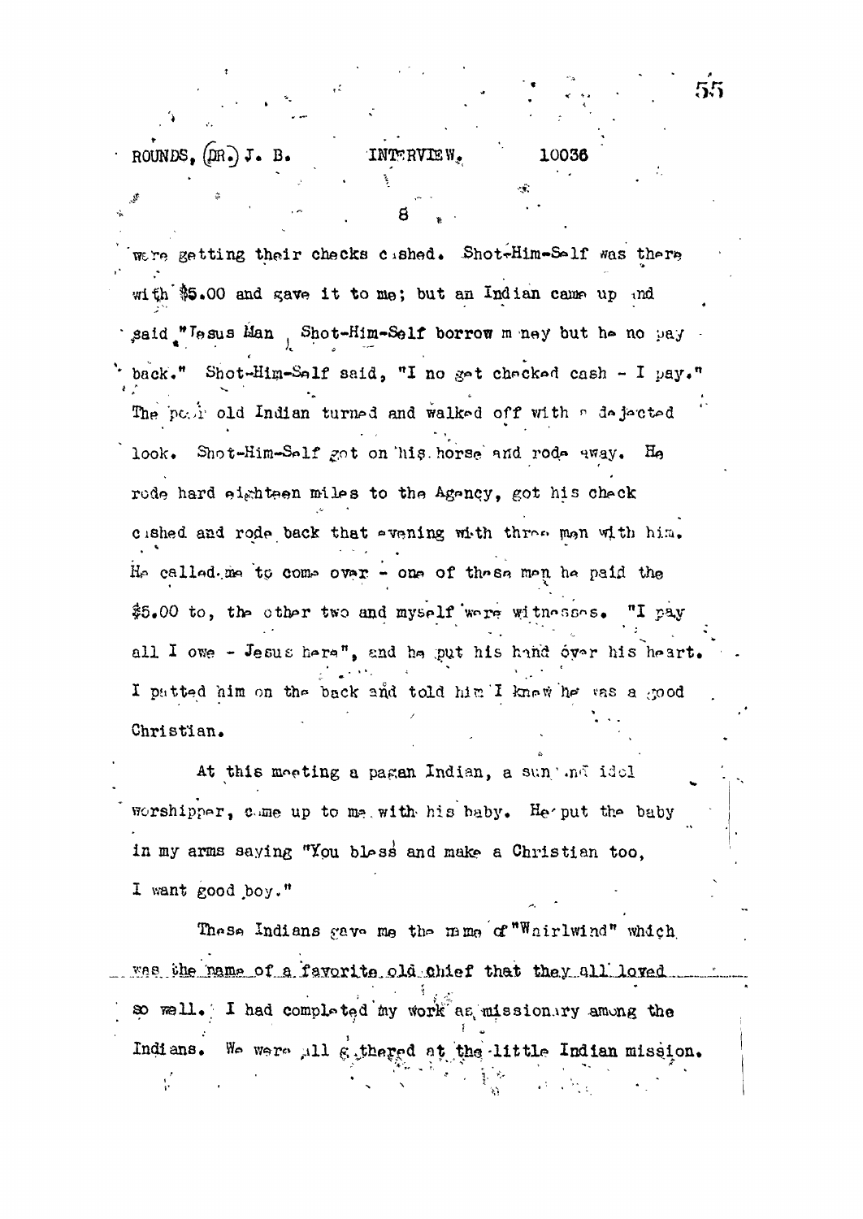were getting their checks cashed. Shot-Him-Self was there with $5.00 and gave it to me; but an Indian came up and said "Jesus Man, Shot-Him-Self borrow money but he no pay back." Shot-Him-Self said, "I no get checked cash - I pay." The poor old Indian turned and walked off with a dejected look. Shot-Him-Self got on his horse and rode away. He rode hard eighteen miles to the Agency, got his check cashed and rode back that evening with three men with him. He called me to come over - one of these men he paid the $5.00 to, the other two and myself were witnesses. "I pay all I owe - Jesus here", and he put his hand over his heart. I patted him on the back and told him I knew he was a good Christian.

At this meeting a pagan Indian, a sun and idol worshipper, came up to me with his baby. He put the baby in my arms saying "You bless and make a Christian too, I want good boy."

These Indians gave me the name of "Whirlwind" which was the name of a favorite old chief that they all loved so well. I had completed my work as missionary among the Indians. We were all gathered at the little Indian mission.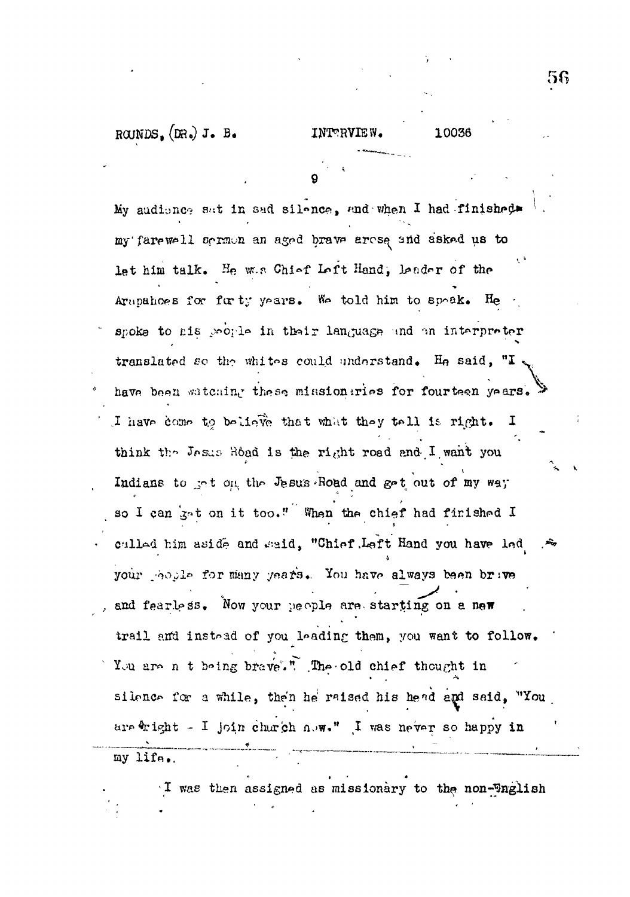My audience sat in sad silence, and when I had finished my farewell sermon an aged brave arose and asked us to let him talk. He was Chief Left Hand, leader of the Arapahoes for forty years. We told him to speak. He spoke to his people in their language and an interpreter translated so the whites could understand. He said, "I have been watching these missionaries for fourteen years. I have come to believe that what they tell is right. I think the Jesus Road is the right road and I want you Indians to get on the Jesus Road and get out of my way so I can get on it too." When the chief had finished I called him aside and said, "Chief Left Hand you have led your people for many years. You have always been brave and fearless. Now your people are starting on a new trail and instead of you leading them, you want to follow. You are not being brave." The old chief thought in silence for a while, then he raised his head and said, "You are right - I join church now." I was never so happy in my life.

I was then assigned as missionary to the non-English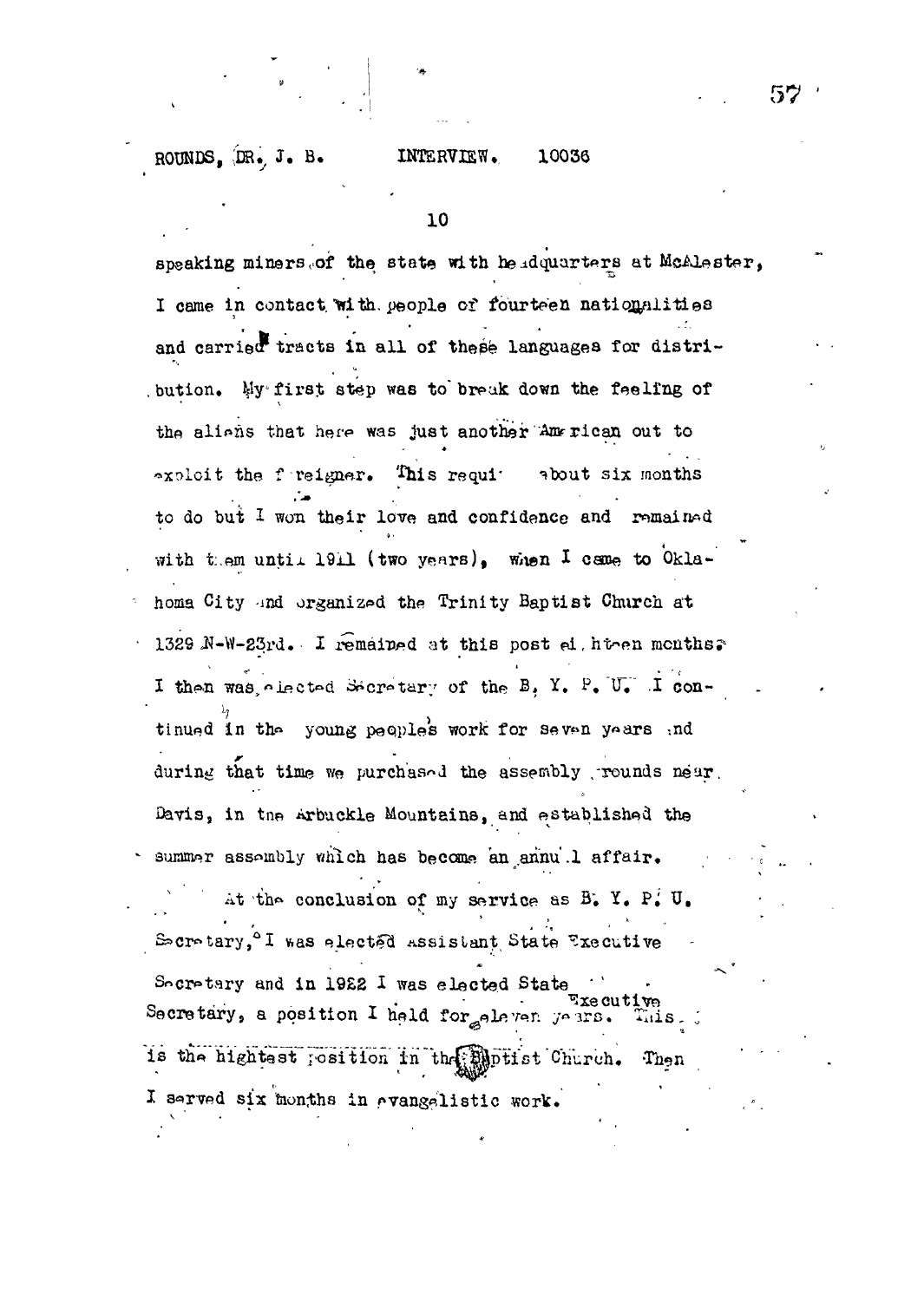speaking miners of the state with headquarters at McAlester, I came in contact with people of fourteen nationalities and carried tracts in all of these languages for distribution. My first step was to break down the feeling of the aliens that here was just another American out to exploit the foreigner. This required about six months to do but I won their love and confidence and remained with them until 1911 (two years), when I came to Oklahoma City and organized the Trinity Baptist Church at 1329 N-W-23rd. I remained at this post eighteen months. I then was elected Secretary of the B. Y. P. U. I continued in the young peoples work for seven years and during that time we purchased the assembly grounds near Davis, in the Arbuckle Mountains, and established the summer assembly which has become an annual affair.

At the conclusion of my service as B. Y. P. U. Secretary, I was elected Assistant State Executive Secretary and in 1922 I was elected State Executive Secretary, a position I held for eleven years. This is the hightest position in the Baptist Church. Then I served six months in evangelistic work.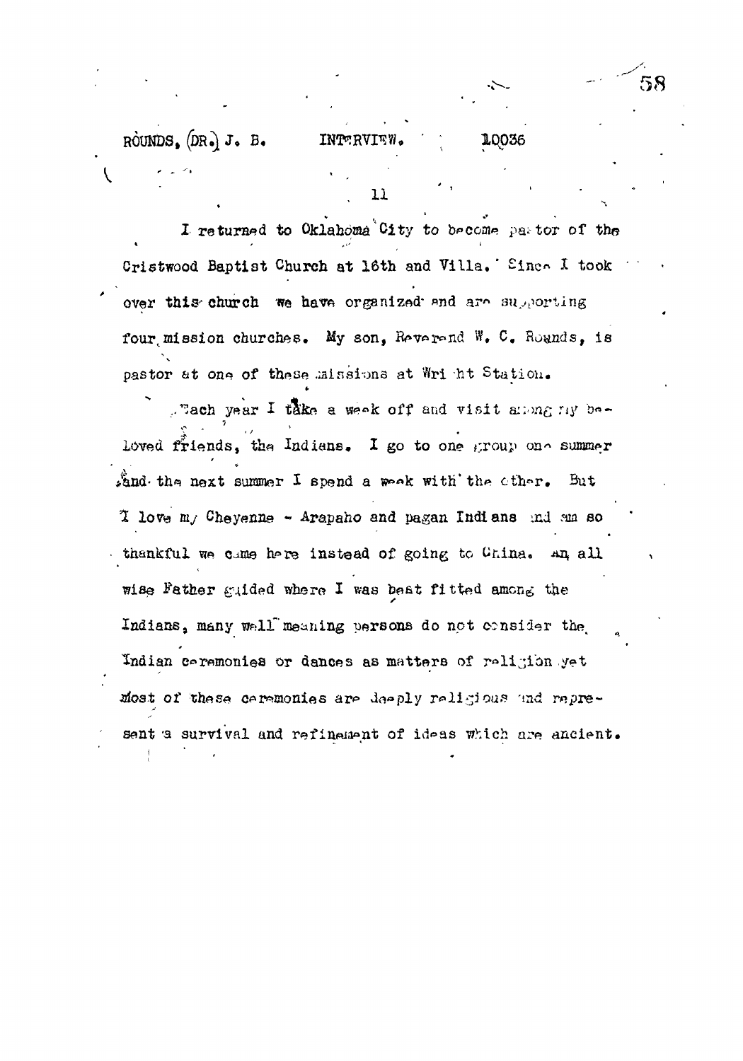I returned to Oklahoma City to become pastor of the Cristwood Baptist Church at 16th and Villa. Since I took over this church we have organized and are supporting four mission churches. My son, Reverend W. C. Rounds, is pastor at one of these missions at Wright Station.

Each year I take a week off and visit among my beloved friends, the Indians. I go to one group one summer and the next summer I spend a week with the other. But I love my Cheyenne - Arapaho and pagan Indians and am so thankful we came here instead of going to China. An all wise Father guided where I was best fitted among the Indians, many well meaning persons do not consider the Indian ceremonies or dances as matters of religion yet most of these ceremonies are deeply religious and represent a survival and refinement of ideas which are ancient.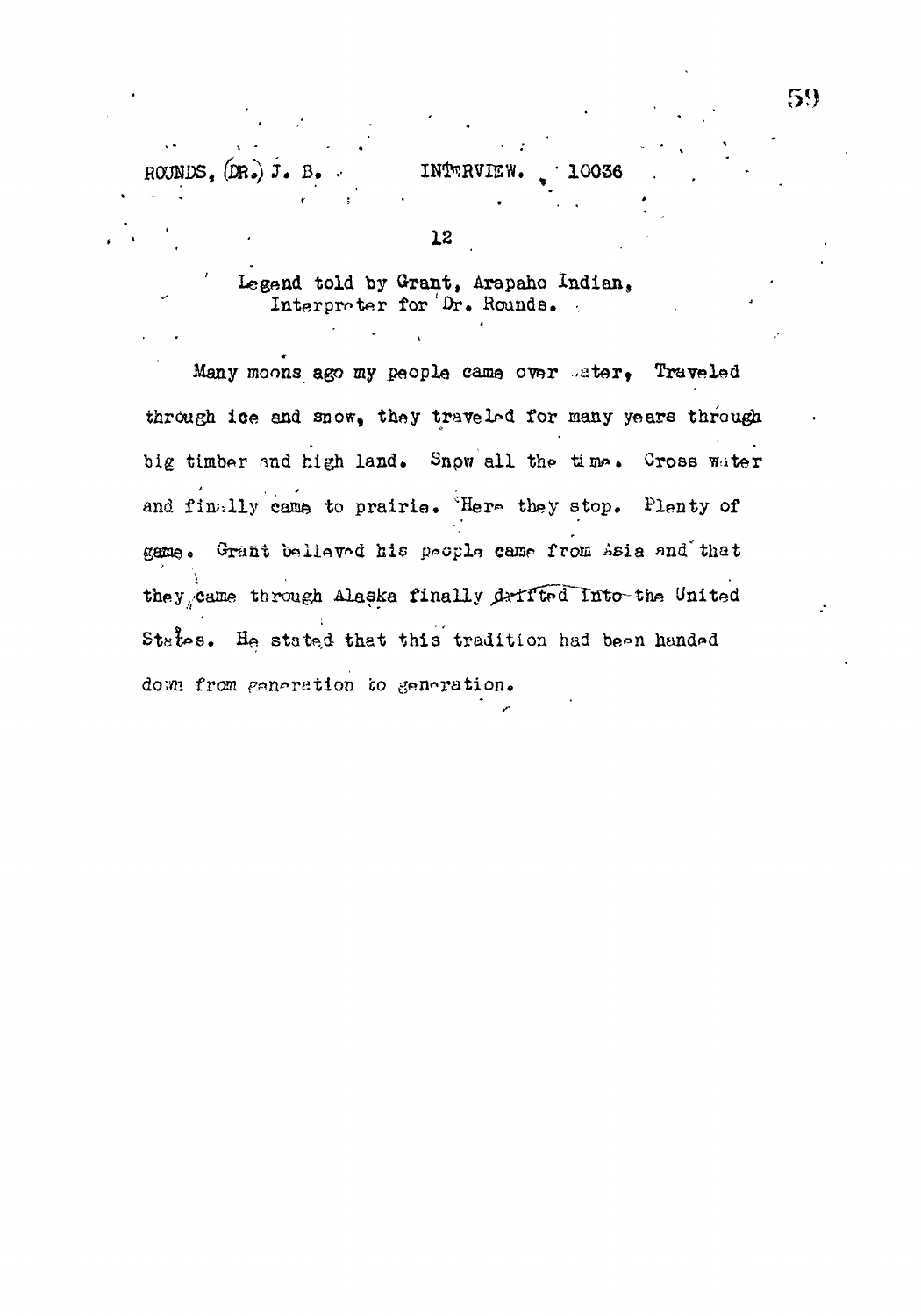ROUNDS, (DR.) J. B.    INTERVIEW.  10036

12

Legend told by Grant, Arapaho Indian,
Interpreter for Dr. Rounds.

Many moons ago my people came over water, Traveled through ice and snow, they traveled for many years through big timber and high land. Snow all the time. Cross water and finally came to prairie. Here they stop. Plenty of game. Grant believed his people came from Asia and that they came through Alaska finally drifted into the United States. He stated that this tradition had been handed down from generation to generation.